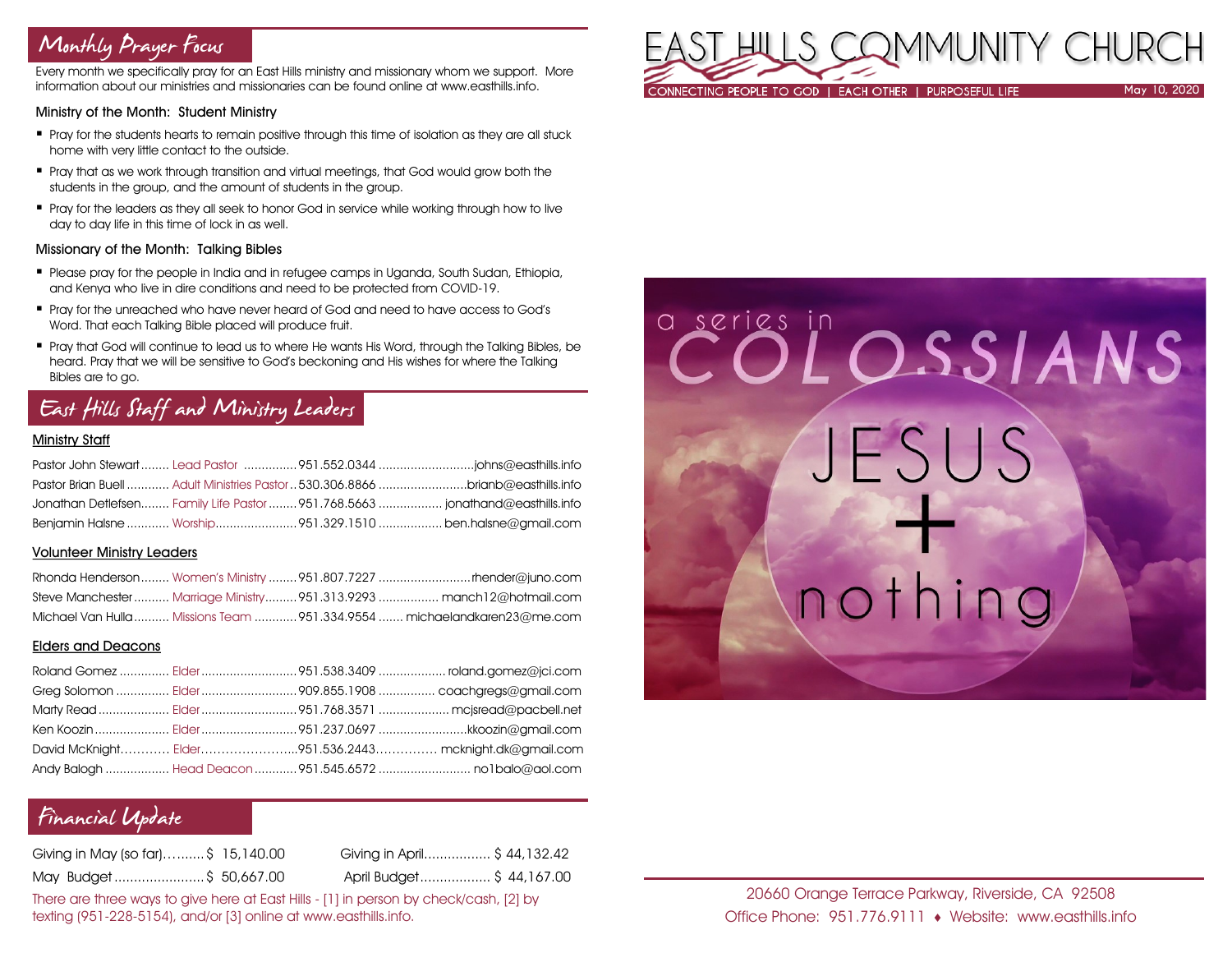# EAST HILLS COMMUNITY CHURCH

CONNECTING PEOPLE TO GOD | EACH OTHER | PURPOSEFUL LIFE

May 10, 2020

a series in COLOSSIANS

JESUS + nothing

## Monthly Prayer Focus

Every month we specifically pray for an East Hills ministry and missionary whom we support. More information about our ministries and missionaries can be found online at www.easthills.info.

### Ministry of the Month: Student Ministry

- Pray for the students hearts to remain positive through this time of isolation as they are all stuck home with very little contact to the outside.
- Pray that as we work through transition and virtual meetings, that God would grow both the students in the group, and the amount of students in the group.
- Pray for the leaders as they all seek to honor God in service while working through how to live day to day life in this time of lock in as well.

### Missionary of the Month: Talking Bibles

- Please pray for the people in India and in refugee camps in Uganda, South Sudan, Ethiopia, and Kenya who live in dire conditions and need to be protected from COVID-19.
- Pray for the unreached who have never heard of God and need to have access to God's Word. That each Talking Bible placed will produce fruit.
- Pray that God will continue to lead us to where He wants His Word, through the Talking Bibles, be heard. Pray that we will be sensitive to God's beckoning and His wishes for where the Talking Bibles are to go.

## East Hills Staff and Ministry Leaders

### Ministry Staff

| Name | Role | Phone | Email |
|---|---|---|---|
| Pastor John Stewart | Lead Pastor | 951.552.0344 | johns@easthills.info |
| Pastor Brian Buell | Adult Ministries Pastor | 530.306.8866 | brianb@easthills.info |
| Jonathan Detlefsen | Family Life Pastor | 951.768.5663 | jonathand@easthills.info |
| Benjamin Halsne | Worship | 951.329.1510 | ben.halsne@gmail.com |

### Volunteer Ministry Leaders

| Name | Role | Phone | Email |
|---|---|---|---|
| Rhonda Henderson | Women's Ministry | 951.807.7227 | rhender@juno.com |
| Steve Manchester | Marriage Ministry | 951.313.9293 | manch12@hotmail.com |
| Michael Van Hulla | Missions Team | 951.334.9554 | michaelandkaren23@me.com |

### Elders and Deacons

| Name | Role | Phone | Email |
|---|---|---|---|
| Roland Gomez | Elder | 951.538.3409 | roland.gomez@jci.com |
| Greg Solomon | Elder | 909.855.1908 | coachgregs@gmail.com |
| Marty Read | Elder | 951.768.3571 | mcjsread@pacbell.net |
| Ken Koozin | Elder | 951.237.0697 | kkoozin@gmail.com |
| David McKnight | Elder | 951.536.2443 | mcknight.dk@gmail.com |
| Andy Balogh | Head Deacon | 951.545.6572 | no1balo@aol.com |

## Financial Update

| | | | |
|---|---|---|---|
| Giving in May (so far) | $ 15,140.00 | Giving in April | $ 44,132.42 |
| May Budget | $ 50,667.00 | April Budget | $ 44,167.00 |

There are three ways to give here at East Hills - [1] in person by check/cash, [2] by texting (951-228-5154), and/or [3] online at www.easthills.info.

20660 Orange Terrace Parkway, Riverside, CA 92508
Office Phone: 951.776.9111 ♦ Website: www.easthills.info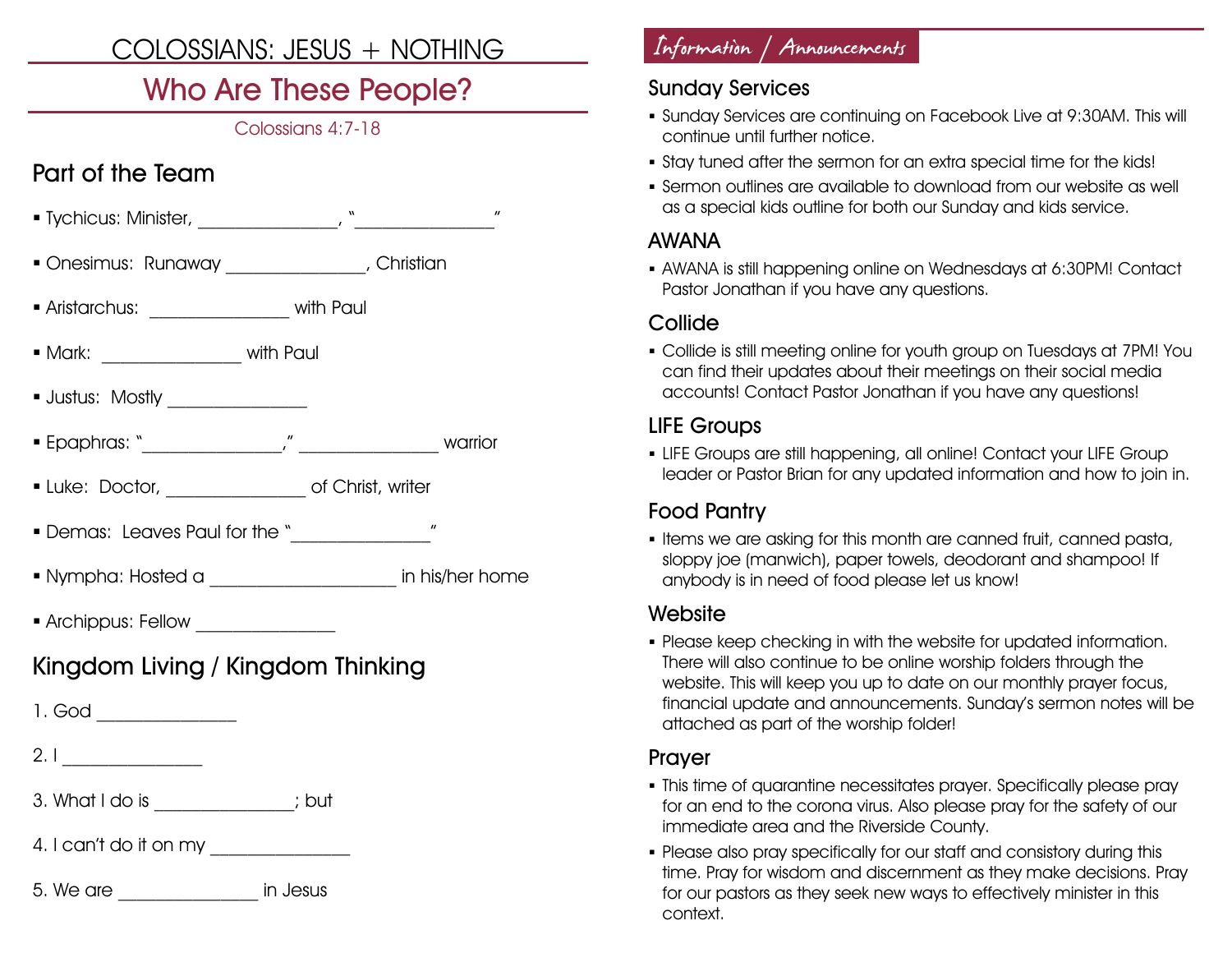# COLOSSIANS: JESUS + NOTHING

## Who Are These People?

Colossians 4:7-18

### Part of the Team

- Tychicus: Minister, _______________, "_______________"
- Onesimus: Runaway _______________, Christian
- Aristarchus: _______________ with Paul
- Mark: _______________ with Paul
- Justus: Mostly _______________
- Epaphras: "_______________," _______________ warrior
- Luke: Doctor, _______________ of Christ, writer
- Demas: Leaves Paul for the "_______________"
- Nympha: Hosted a ____________________ in his/her home
- Archippus: Fellow _______________

### Kingdom Living / Kingdom Thinking

1. God _______________
2. I _______________
3. What I do is _______________; but
4. I can't do it on my _______________
5. We are _______________ in Jesus

## Information / Announcements

### Sunday Services

- Sunday Services are continuing on Facebook Live at 9:30AM. This will continue until further notice.
- Stay tuned after the sermon for an extra special time for the kids!
- Sermon outlines are available to download from our website as well as a special kids outline for both our Sunday and kids service.

### AWANA

- AWANA is still happening online on Wednesdays at 6:30PM! Contact Pastor Jonathan if you have any questions.

### Collide

- Collide is still meeting online for youth group on Tuesdays at 7PM! You can find their updates about their meetings on their social media accounts! Contact Pastor Jonathan if you have any questions!

### LIFE Groups

- LIFE Groups are still happening, all online! Contact your LIFE Group leader or Pastor Brian for any updated information and how to join in.

### Food Pantry

- Items we are asking for this month are canned fruit, canned pasta, sloppy joe (manwich), paper towels, deodorant and shampoo! If anybody is in need of food please let us know!

### Website

- Please keep checking in with the website for updated information. There will also continue to be online worship folders through the website. This will keep you up to date on our monthly prayer focus, financial update and announcements. Sunday's sermon notes will be attached as part of the worship folder!

### Prayer

- This time of quarantine necessitates prayer. Specifically please pray for an end to the corona virus. Also please pray for the safety of our immediate area and the Riverside County.
- Please also pray specifically for our staff and consistory during this time. Pray for wisdom and discernment as they make decisions. Pray for our pastors as they seek new ways to effectively minister in this context.